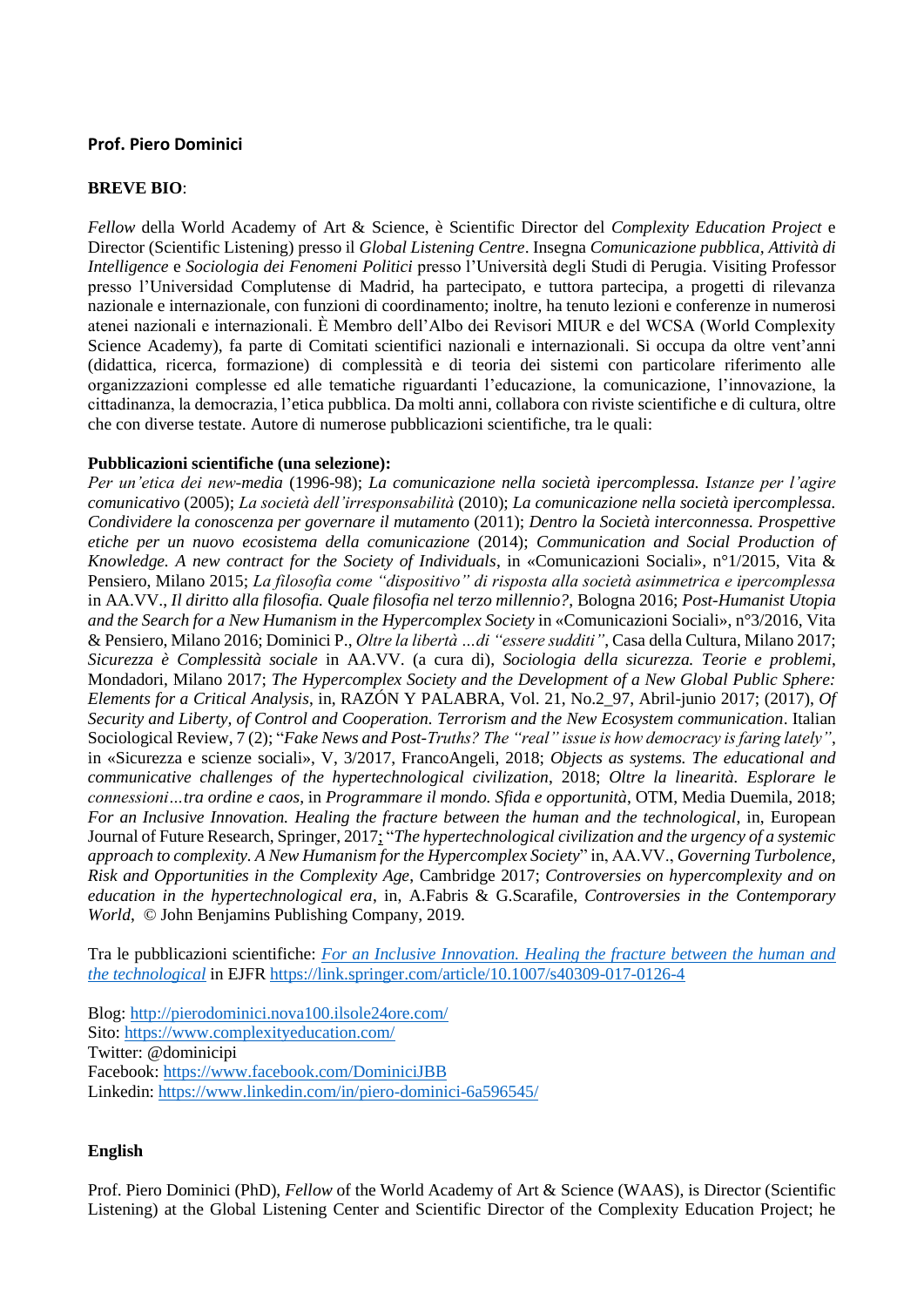**Prof. Piero Dominici**

**BREVE BIO**:

*Fellow* della World Academy of Art & Science, è Scientific Director del *Complexity Education Project* e Director (Scientific Listening) presso il *Global Listening Centre*. Insegna *Comunicazione pubblica, Attività di Intelligence* e *Sociologia dei Fenomeni Politici* presso l'Università degli Studi di Perugia. Visiting Professor presso l'Universidad Complutense di Madrid, ha partecipato, e tuttora partecipa, a progetti di rilevanza nazionale e internazionale, con funzioni di coordinamento; inoltre, ha tenuto lezioni e conferenze in numerosi atenei nazionali e internazionali. È Membro dell'Albo dei Revisori MIUR e del WCSA (World Complexity Science Academy), fa parte di Comitati scientifici nazionali e internazionali. Si occupa da oltre vent'anni (didattica, ricerca, formazione) di complessità e di teoria dei sistemi con particolare riferimento alle organizzazioni complesse ed alle tematiche riguardanti l'educazione, la comunicazione, l'innovazione, la cittadinanza, la democrazia, l'etica pubblica. Da molti anni, collabora con riviste scientifiche e di cultura, oltre che con diverse testate. Autore di numerose pubblicazioni scientifiche, tra le quali:

**Pubblicazioni scientifiche (una selezione):**
*Per un'etica dei new-media* (1996-98); *La comunicazione nella società ipercomplessa. Istanze per l'agire comunicativo* (2005); *La società dell'irresponsabilità* (2010); *La comunicazione nella società ipercomplessa. Condividere la conoscenza per governare il mutamento* (2011); *Dentro la Società interconnessa. Prospettive etiche per un nuovo ecosistema della comunicazione* (2014); *Communication and Social Production of Knowledge. A new contract for the Society of Individuals*, in «Comunicazioni Sociali», n°1/2015, Vita & Pensiero, Milano 2015; *La filosofia come "dispositivo" di risposta alla società asimmetrica e ipercomplessa* in AA.VV., *Il diritto alla filosofia. Quale filosofia nel terzo millennio?*, Bologna 2016; *Post-Humanist Utopia and the Search for a New Humanism in the Hypercomplex Society* in «Comunicazioni Sociali», n°3/2016, Vita & Pensiero, Milano 2016; Dominici P., *Oltre la libertà ...di "essere sudditi"*, Casa della Cultura, Milano 2017; *Sicurezza è Complessità sociale* in AA.VV. (a cura di), *Sociologia della sicurezza. Teorie e problemi*, Mondadori, Milano 2017; *The Hypercomplex Society and the Development of a New Global Public Sphere: Elements for a Critical Analysis*, in, RAZÓN Y PALABRA, Vol. 21, No.2_97, Abril-junio 2017; (2017), *Of Security and Liberty, of Control and Cooperation. Terrorism and the New Ecosystem communication*. Italian Sociological Review, 7 (2); "*Fake News and Post-Truths? The "real" issue is how democracy is faring lately"*, in «Sicurezza e scienze sociali», V, 3/2017, FrancoAngeli, 2018; *Objects as systems. The educational and communicative challenges of the hypertechnological civilization*, 2018; *Oltre la linearità. Esplorare le connessioni…tra ordine e caos*, in *Programmare il mondo. Sfida e opportunità*, OTM, Media Duemila, 2018; *For an Inclusive Innovation. Healing the fracture between the human and the technological*, in, European Journal of Future Research, Springer, 2017; "*The hypercomplex civilization and the urgency of a systemic approach to complexity. A New Humanism for the Hypercomplex Society*" in, AA.VV., *Governing Turbolence, Risk and Opportunities in the Complexity Age*, Cambridge 2017; *Controversies on hypercomplexity and on education in the hypertechnological era*, in, A.Fabris & G.Scarafile, *Controversies in the Contemporary World*, © John Benjamins Publishing Company, 2019.

Tra le pubblicazioni scientifiche: [*For an Inclusive Innovation. Healing the fracture between the human and the technological*](https://link.springer.com/article/10.1007/s40309-017-0126-4) in EJFR https://link.springer.com/article/10.1007/s40309-017-0126-4

Blog: http://pierodominici.nova100.ilsole24ore.com/
Sito: https://www.complexityeducation.com/
Twitter: @dominicipi
Facebook: https://www.facebook.com/DominiciJBB
Linkedin: https://www.linkedin.com/in/piero-dominici-6a596545/

**English**

Prof. Piero Dominici (PhD), *Fellow* of the World Academy of Art & Science (WAAS), is Director (Scientific Listening) at the Global Listening Center and Scientific Director of the Complexity Education Project; he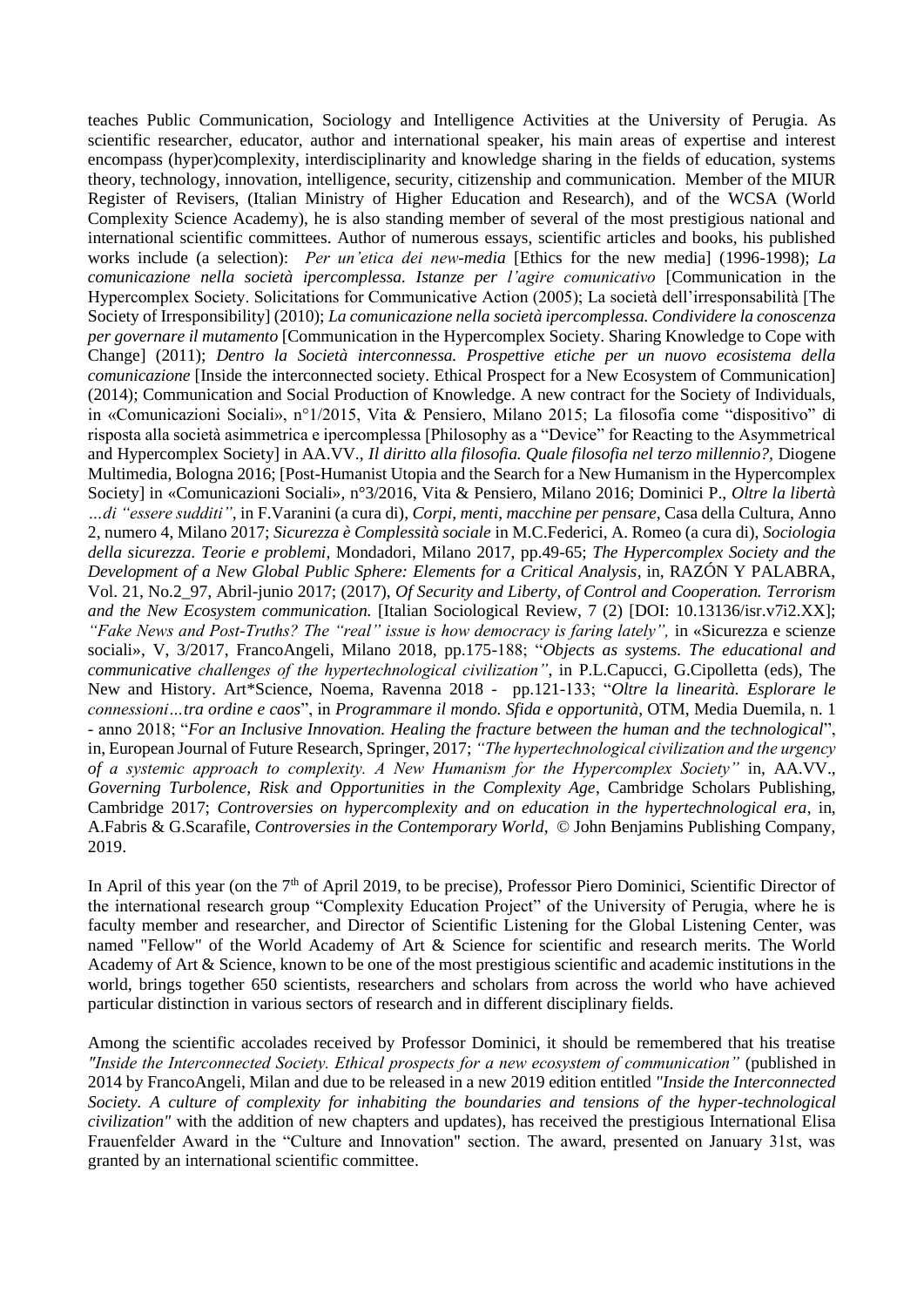teaches Public Communication, Sociology and Intelligence Activities at the University of Perugia. As scientific researcher, educator, author and international speaker, his main areas of expertise and interest encompass (hyper)complexity, interdisciplinarity and knowledge sharing in the fields of education, systems theory, technology, innovation, intelligence, security, citizenship and communication. Member of the MIUR Register of Revisers, (Italian Ministry of Higher Education and Research), and of the WCSA (World Complexity Science Academy), he is also standing member of several of the most prestigious national and international scientific committees. Author of numerous essays, scientific articles and books, his published works include (a selection): *Per un'etica dei new-media* [Ethics for the new media] (1996-1998); *La comunicazione nella società ipercomplessa. Istanze per l'agire comunicativo* [Communication in the Hypercomplex Society. Solicitations for Communicative Action (2005); La società dell'irresponsabilità [The Society of Irresponsibility] (2010); *La comunicazione nella società ipercomplessa. Condividere la conoscenza per governare il mutamento* [Communication in the Hypercomplex Society. Sharing Knowledge to Cope with Change] (2011); *Dentro la Società interconnessa. Prospettive etiche per un nuovo ecosistema della comunicazione* [Inside the interconnected society. Ethical Prospect for a New Ecosystem of Communication] (2014); Communication and Social Production of Knowledge. A new contract for the Society of Individuals, in «Comunicazioni Sociali», n°1/2015, Vita & Pensiero, Milano 2015; La filosofia come "dispositivo" di risposta alla società asimmetrica e ipercomplessa [Philosophy as a "Device" for Reacting to the Asymmetrical and Hypercomplex Society] in AA.VV., *Il diritto alla filosofia. Quale filosofia nel terzo millennio?,* Diogene Multimedia, Bologna 2016; [Post-Humanist Utopia and the Search for a New Humanism in the Hypercomplex Society] in «Comunicazioni Sociali», n°3/2016, Vita & Pensiero, Milano 2016; Dominici P., *Oltre la libertà …di "essere sudditi"*, in F.Varanini (a cura di), *Corpi, menti, macchine per pensare*, Casa della Cultura, Anno 2, numero 4, Milano 2017; *Sicurezza è Complessità sociale* in M.C.Federici, A. Romeo (a cura di), *Sociologia della sicurezza. Teorie e problemi*, Mondadori, Milano 2017, pp.49-65; *The Hypercomplex Society and the Development of a New Global Public Sphere: Elements for a Critical Analysis*, in, RAZÓN Y PALABRA, Vol. 21, No.2_97, Abril-junio 2017; (2017), *Of Security and Liberty, of Control and Cooperation. Terrorism and the New Ecosystem communication.* [Italian Sociological Review, 7 (2) [DOI: 10.13136/isr.v7i2.XX]; *"Fake News and Post-Truths? The "real" issue is how democracy is faring lately",* in «Sicurezza e scienze sociali», V, 3/2017, FrancoAngeli, Milano 2018, pp.175-188; "*Objects as systems. The educational and communicative challenges of the hypertechnological civilization"*, in P.L.Capucci, G.Cipolletta (eds), The New and History. Art*Science, Noema, Ravenna 2018 - pp.121-133; "*Oltre la linearità. Esplorare le connessioni…tra ordine e caos*", in *Programmare il mondo. Sfida e opportunità*, OTM, Media Duemila, n. 1 - anno 2018; "*For an Inclusive Innovation. Healing the fracture between the human and the technological*", in, European Journal of Future Research, Springer, 2017; *"The hypertechnological civilization and the urgency of a systemic approach to complexity. A New Humanism for the Hypercomplex Society"* in, AA.VV., *Governing Turbolence, Risk and Opportunities in the Complexity Age*, Cambridge Scholars Publishing, Cambridge 2017; *Controversies on hypercomplexity and on education in the hypertechnological era*, in, A.Fabris & G.Scarafile, *Controversies in the Contemporary World*, © John Benjamins Publishing Company, 2019.

In April of this year (on the 7th of April 2019, to be precise), Professor Piero Dominici, Scientific Director of the international research group "Complexity Education Project" of the University of Perugia, where he is faculty member and researcher, and Director of Scientific Listening for the Global Listening Center, was named "Fellow" of the World Academy of Art & Science for scientific and research merits. The World Academy of Art & Science, known to be one of the most prestigious scientific and academic institutions in the world, brings together 650 scientists, researchers and scholars from across the world who have achieved particular distinction in various sectors of research and in different disciplinary fields.

Among the scientific accolades received by Professor Dominici, it should be remembered that his treatise *"Inside the Interconnected Society. Ethical prospects for a new ecosystem of communication"* (published in 2014 by FrancoAngeli, Milan and due to be released in a new 2019 edition entitled *"Inside the Interconnected Society. A culture of complexity for inhabiting the boundaries and tensions of the hyper-technological civilization"* with the addition of new chapters and updates), has received the prestigious International Elisa Frauenfelder Award in the "Culture and Innovation" section. The award, presented on January 31st, was granted by an international scientific committee.